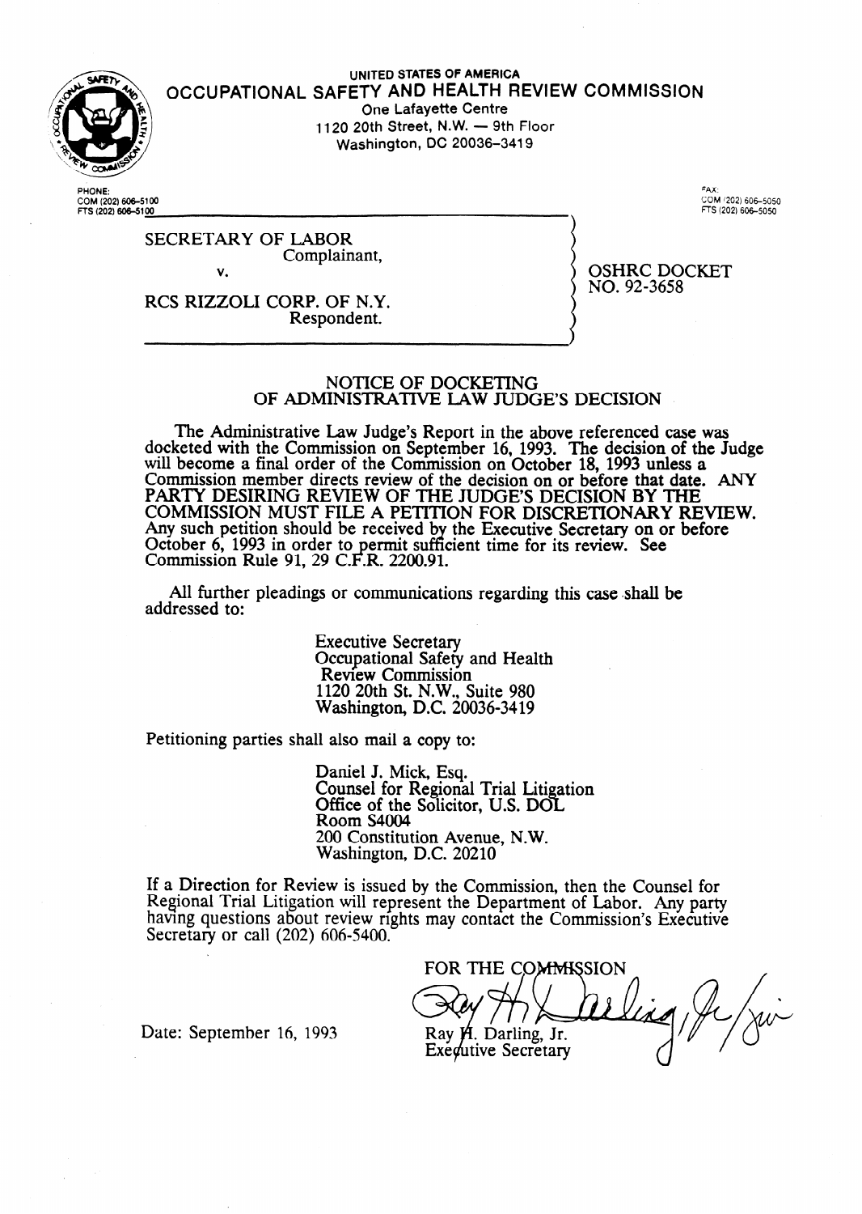UNITED STATES OF AMERICA

# OCCUPATIONAL SAFETY AND HEALTH REVIEW COMMISSION

One Lafayette Centre
1120 20th Street, N.W. — 9th Floor
Washington, DC 20036-3419

PHONE:
COM (202) 606-5100
FTS (202) 606-5100

FAX:
COM (202) 606-5050
FTS (202) 606-5050

SECRETARY OF LABOR
Complainant,

v.

RCS RIZZOLI CORP. OF N.Y.
Respondent.

OSHRC DOCKET
NO. 92-3658

## NOTICE OF DOCKETING OF ADMINISTRATIVE LAW JUDGE'S DECISION

The Administrative Law Judge's Report in the above referenced case was docketed with the Commission on September 16, 1993. The decision of the Judge will become a final order of the Commission on October 18, 1993 unless a Commission member directs review of the decision on or before that date. ANY PARTY DESIRING REVIEW OF THE JUDGE'S DECISION BY THE COMMISSION MUST FILE A PETITION FOR DISCRETIONARY REVIEW. Any such petition should be received by the Executive Secretary on or before October 6, 1993 in order to permit sufficient time for its review. See Commission Rule 91, 29 C.F.R. 2200.91.

All further pleadings or communications regarding this case shall be addressed to:

Executive Secretary
Occupational Safety and Health
Review Commission
1120 20th St. N.W., Suite 980
Washington, D.C. 20036-3419

Petitioning parties shall also mail a copy to:

Daniel J. Mick, Esq.
Counsel for Regional Trial Litigation
Office of the Solicitor, U.S. DOL
Room S4004
200 Constitution Avenue, N.W.
Washington, D.C. 20210

If a Direction for Review is issued by the Commission, then the Counsel for Regional Trial Litigation will represent the Department of Labor. Any party having questions about review rights may contact the Commission's Executive Secretary or call (202) 606-5400.

FOR THE COMMISSION

Ray H. Darling, Jr.
Executive Secretary

Date: September 16, 1993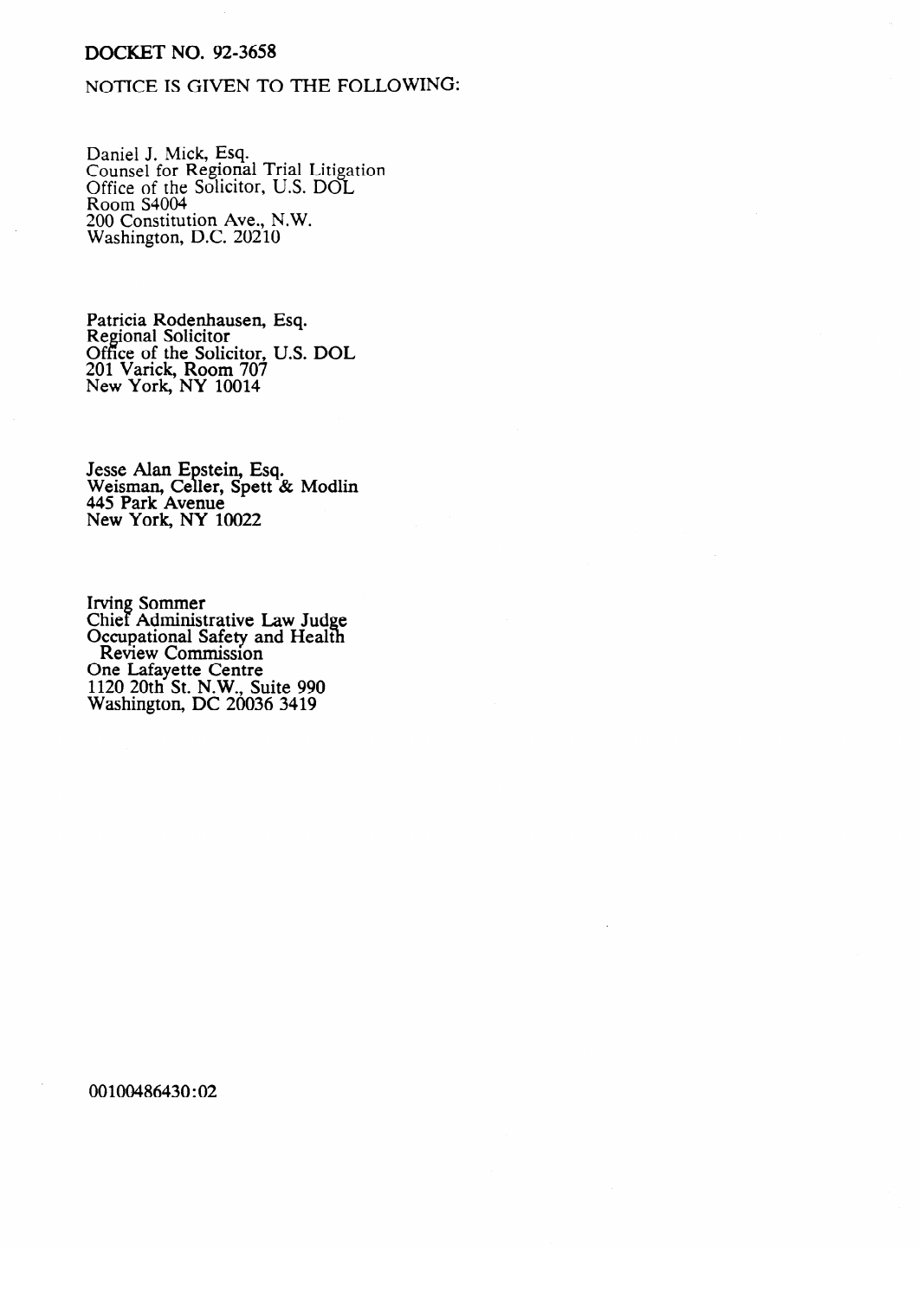**DOCKET NO. 92-3658**

NOTICE IS GIVEN TO THE FOLLOWING:

Daniel J. Mick, Esq.  
Counsel for Regional Trial Litigation  
Office of the Solicitor, U.S. DOL  
Room S4004  
200 Constitution Ave., N.W.  
Washington, D.C. 20210

Patricia Rodenhausen, Esq.  
Regional Solicitor  
Office of the Solicitor, U.S. DOL  
201 Varick, Room 707  
New York, NY 10014

Jesse Alan Epstein, Esq.  
Weisman, Celler, Spett & Modlin  
445 Park Avenue  
New York, NY 10022

Irving Sommer  
Chief Administrative Law Judge  
Occupational Safety and Health  
Review Commission  
One Lafayette Centre  
1120 20th St. N.W., Suite 990  
Washington, DC 20036 3419

00100486430:02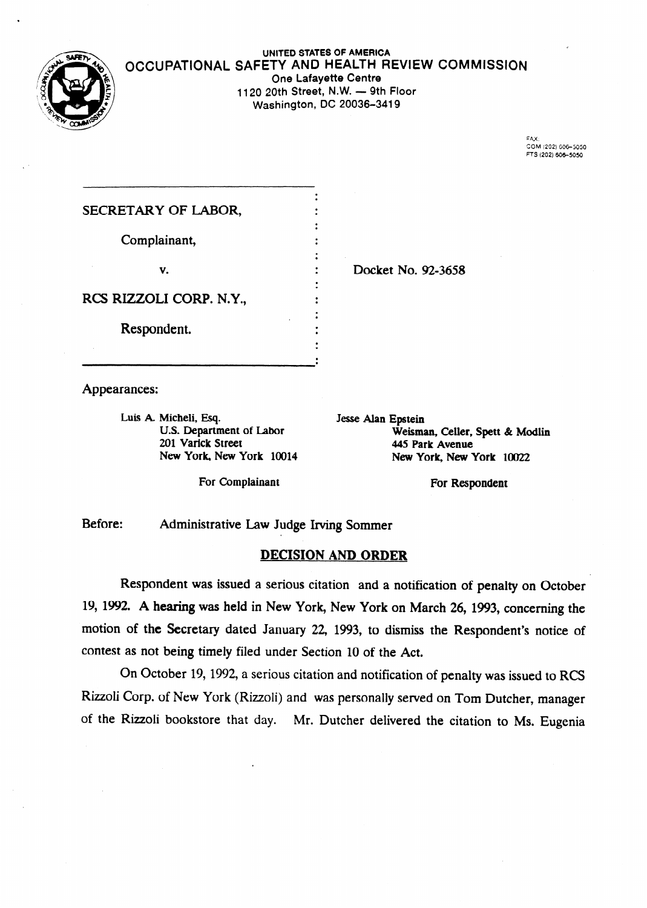UNITED STATES OF AMERICA

# OCCUPATIONAL SAFETY AND HEALTH REVIEW COMMISSION

One Lafayette Centre
1120 20th Street, N.W. — 9th Floor
Washington, DC 20036-3419

FAX:
COM (202) 606-5050
FTS (202) 606-5050

| | | |
|---|---|---|
| SECRETARY OF LABOR, | | |
| Complainant, | | |
| v. | | Docket No. 92-3658 |
| RCS RIZZOLI CORP. N.Y., | | |
| Respondent. | | |

Appearances:

| | |
|---|---|
| Luis A. Micheli, Esq.<br>U.S. Department of Labor<br>201 Varick Street<br>New York, New York 10014 | Jesse Alan Epstein<br>Weisman, Celler, Spett & Modlin<br>445 Park Avenue<br>New York, New York 10022 |
| For Complainant | For Respondent |

Before: Administrative Law Judge Irving Sommer

## DECISION AND ORDER

Respondent was issued a serious citation and a notification of penalty on October 19, 1992. A hearing was held in New York, New York on March 26, 1993, concerning the motion of the Secretary dated January 22, 1993, to dismiss the Respondent's notice of contest as not being timely filed under Section 10 of the Act.

On October 19, 1992, a serious citation and notification of penalty was issued to RCS Rizzoli Corp. of New York (Rizzoli) and was personally served on Tom Dutcher, manager of the Rizzoli bookstore that day. Mr. Dutcher delivered the citation to Ms. Eugenia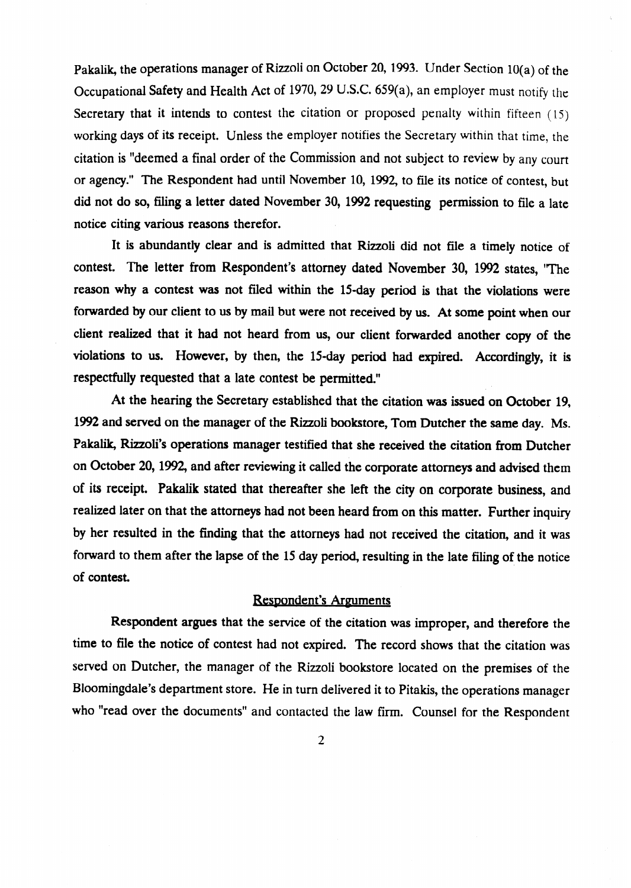Pakalik, the operations manager of Rizzoli on October 20, 1993. Under Section 10(a) of the Occupational Safety and Health Act of 1970, 29 U.S.C. 659(a), an employer must notify the Secretary that it intends to contest the citation or proposed penalty within fifteen (15) working days of its receipt. Unless the employer notifies the Secretary within that time, the citation is "deemed a final order of the Commission and not subject to review by any court or agency." The Respondent had until November 10, 1992, to file its notice of contest, but did not do so, filing a letter dated November 30, 1992 requesting permission to file a late notice citing various reasons therefor.

It is abundantly clear and is admitted that Rizzoli did not file a timely notice of contest. The letter from Respondent's attorney dated November 30, 1992 states, "The reason why a contest was not filed within the 15-day period is that the violations were forwarded by our client to us by mail but were not received by us. At some point when our client realized that it had not heard from us, our client forwarded another copy of the violations to us. However, by then, the 15-day period had expired. Accordingly, it is respectfully requested that a late contest be permitted."

At the hearing the Secretary established that the citation was issued on October 19, 1992 and served on the manager of the Rizzoli bookstore, Tom Dutcher the same day. Ms. Pakalik, Rizzoli's operations manager testified that she received the citation from Dutcher on October 20, 1992, and after reviewing it called the corporate attorneys and advised them of its receipt. Pakalik stated that thereafter she left the city on corporate business, and realized later on that the attorneys had not been heard from on this matter. Further inquiry by her resulted in the finding that the attorneys had not received the citation, and it was forward to them after the lapse of the 15 day period, resulting in the late filing of the notice of contest.

## Respondent's Arguments

Respondent argues that the service of the citation was improper, and therefore the time to file the notice of contest had not expired. The record shows that the citation was served on Dutcher, the manager of the Rizzoli bookstore located on the premises of the Bloomingdale's department store. He in turn delivered it to Pitakis, the operations manager who "read over the documents" and contacted the law firm. Counsel for the Respondent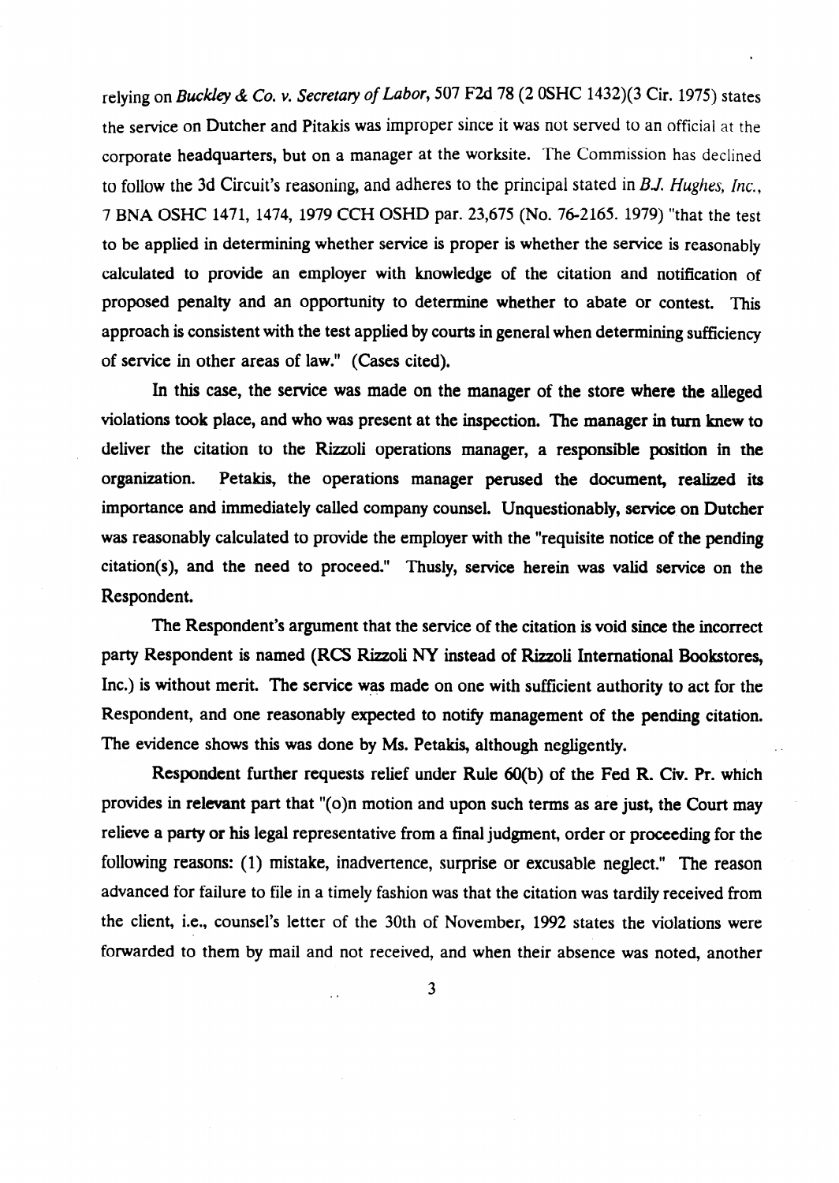relying on *Buckley & Co. v. Secretary of Labor*, 507 F2d 78 (2 OSHC 1432)(3 Cir. 1975) states the service on Dutcher and Pitakis was improper since it was not served to an official at the corporate headquarters, but on a manager at the worksite. The Commission has declined to follow the 3d Circuit's reasoning, and adheres to the principal stated in *B.J. Hughes, Inc.*, 7 BNA OSHC 1471, 1474, 1979 CCH OSHD par. 23,675 (No. 76-2165. 1979) "that the test to be applied in determining whether service is proper is whether the service is reasonably calculated to provide an employer with knowledge of the citation and notification of proposed penalty and an opportunity to determine whether to abate or contest. This approach is consistent with the test applied by courts in general when determining sufficiency of service in other areas of law." (Cases cited).

In this case, the service was made on the manager of the store where the alleged violations took place, and who was present at the inspection. The manager in turn knew to deliver the citation to the Rizzoli operations manager, a responsible position in the organization. Petakis, the operations manager perused the document, realized its importance and immediately called company counsel. Unquestionably, service on Dutcher was reasonably calculated to provide the employer with the "requisite notice of the pending citation(s), and the need to proceed." Thusly, service herein was valid service on the Respondent.

The Respondent's argument that the service of the citation is void since the incorrect party Respondent is named (RCS Rizzoli NY instead of Rizzoli International Bookstores, Inc.) is without merit. The service was made on one with sufficient authority to act for the Respondent, and one reasonably expected to notify management of the pending citation. The evidence shows this was done by Ms. Petakis, although negligently.

Respondent further requests relief under Rule 60(b) of the Fed R. Civ. Pr. which provides in relevant part that "(o)n motion and upon such terms as are just, the Court may relieve a party or his legal representative from a final judgment, order or proceeding for the following reasons: (1) mistake, inadvertence, surprise or excusable neglect." The reason advanced for failure to file in a timely fashion was that the citation was tardily received from the client, i.e., counsel's letter of the 30th of November, 1992 states the violations were forwarded to them by mail and not received, and when their absence was noted, another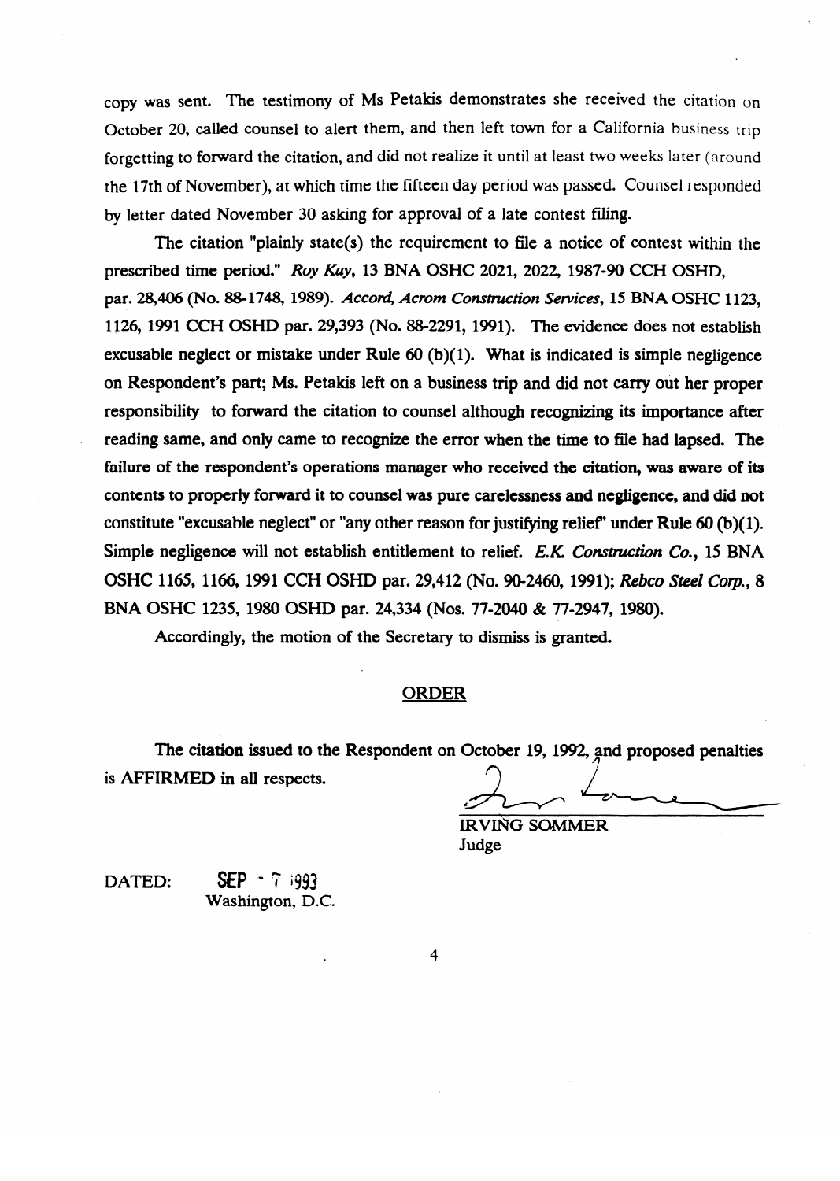copy was sent. The testimony of Ms Petakis demonstrates she received the citation on October 20, called counsel to alert them, and then left town for a California business trip forgetting to forward the citation, and did not realize it until at least two weeks later (around the 17th of November), at which time the fifteen day period was passed. Counsel responded by letter dated November 30 asking for approval of a late contest filing.

The citation "plainly state(s) the requirement to file a notice of contest within the prescribed time period." *Roy Kay*, 13 BNA OSHC 2021, 2022, 1987-90 CCH OSHD, par. 28,406 (No. 88-1748, 1989). *Accord, Acrom Construction Services*, 15 BNA OSHC 1123, 1126, 1991 CCH OSHD par. 29,393 (No. 88-2291, 1991). The evidence does not establish excusable neglect or mistake under Rule 60 (b)(1). What is indicated is simple negligence on Respondent's part; Ms. Petakis left on a business trip and did not carry out her proper responsibility to forward the citation to counsel although recognizing its importance after reading same, and only came to recognize the error when the time to file had lapsed. The failure of the respondent's operations manager who received the citation, was aware of its contents to properly forward it to counsel was pure carelessness and negligence, and did not constitute "excusable neglect" or "any other reason for justifying relief" under Rule 60 (b)(1). Simple negligence will not establish entitlement to relief. *E.K. Construction Co.*, 15 BNA OSHC 1165, 1166, 1991 CCH OSHD par. 29,412 (No. 90-2460, 1991); *Rebco Steel Corp.*, 8 BNA OSHC 1235, 1980 OSHD par. 24,334 (Nos. 77-2040 & 77-2947, 1980).

Accordingly, the motion of the Secretary to dismiss is granted.

## ORDER

The citation issued to the Respondent on October 19, 1992, and proposed penalties is AFFIRMED in all respects.

IRVING SOMMER
Judge

DATED: SEP - 7 1993
Washington, D.C.